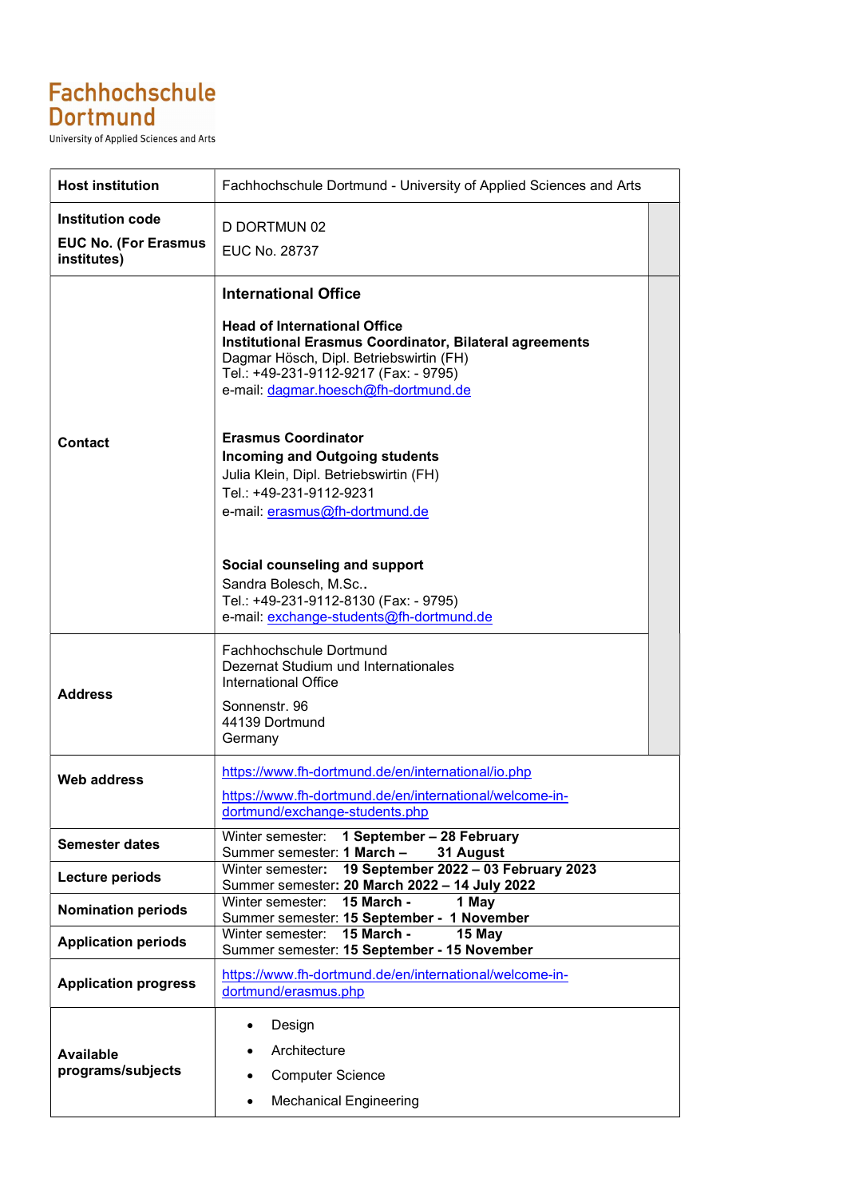**Fachhochschule Dortmund**
University of Applied Sciences and Arts

| Host institution | Fachhochschule Dortmund - University of Applied Sciences and Arts |
|---|---|
| **Institution code**<br>**EUC No. (For Erasmus institutes)** | D DORTMUN 02<br>EUC No. 28737 |
| **Contact** | **International Office**<br><br>**Head of International Office**<br>**Institutional Erasmus Coordinator, Bilateral agreements**<br>Dagmar Hösch, Dipl. Betriebswirtin (FH)<br>Tel.: +49-231-9112-9217 (Fax: - 9795)<br>e-mail: dagmar.hoesch@fh-dortmund.de<br><br>**Erasmus Coordinator**<br>**Incoming and Outgoing students**<br>Julia Klein, Dipl. Betriebswirtin (FH)<br>Tel.: +49-231-9112-9231<br>e-mail: erasmus@fh-dortmund.de<br><br>**Social counseling and support**<br>Sandra Bolesch, M.Sc..<br>Tel.: +49-231-9112-8130 (Fax: - 9795)<br>e-mail: exchange-students@fh-dortmund.de |
| **Address** | Fachhochschule Dortmund<br>Dezernat Studium und Internationales<br>International Office<br><br>Sonnenstr. 96<br>44139 Dortmund<br>Germany |
| **Web address** | https://www.fh-dortmund.de/en/international/io.php<br><br>https://www.fh-dortmund.de/en/international/welcome-in-dortmund/exchange-students.php |
| **Semester dates** | Winter semester: **1 September – 28 February**<br>Summer semester: **1 March – 31 August** |
| **Lecture periods** | Winter semester: **19 September 2022 – 03 February 2023**<br>Summer semester: **20 March 2022 – 14 July 2022** |
| **Nomination periods** | Winter semester: **15 March - 1 May**<br>Summer semester: **15 September - 1 November** |
| **Application periods** | Winter semester: **15 March - 15 May**<br>Summer semester: **15 September - 15 November** |
| **Application progress** | https://www.fh-dortmund.de/en/international/welcome-in-dortmund/erasmus.php |
| **Available programs/subjects** | • Design<br>• Architecture<br>• Computer Science<br>• Mechanical Engineering |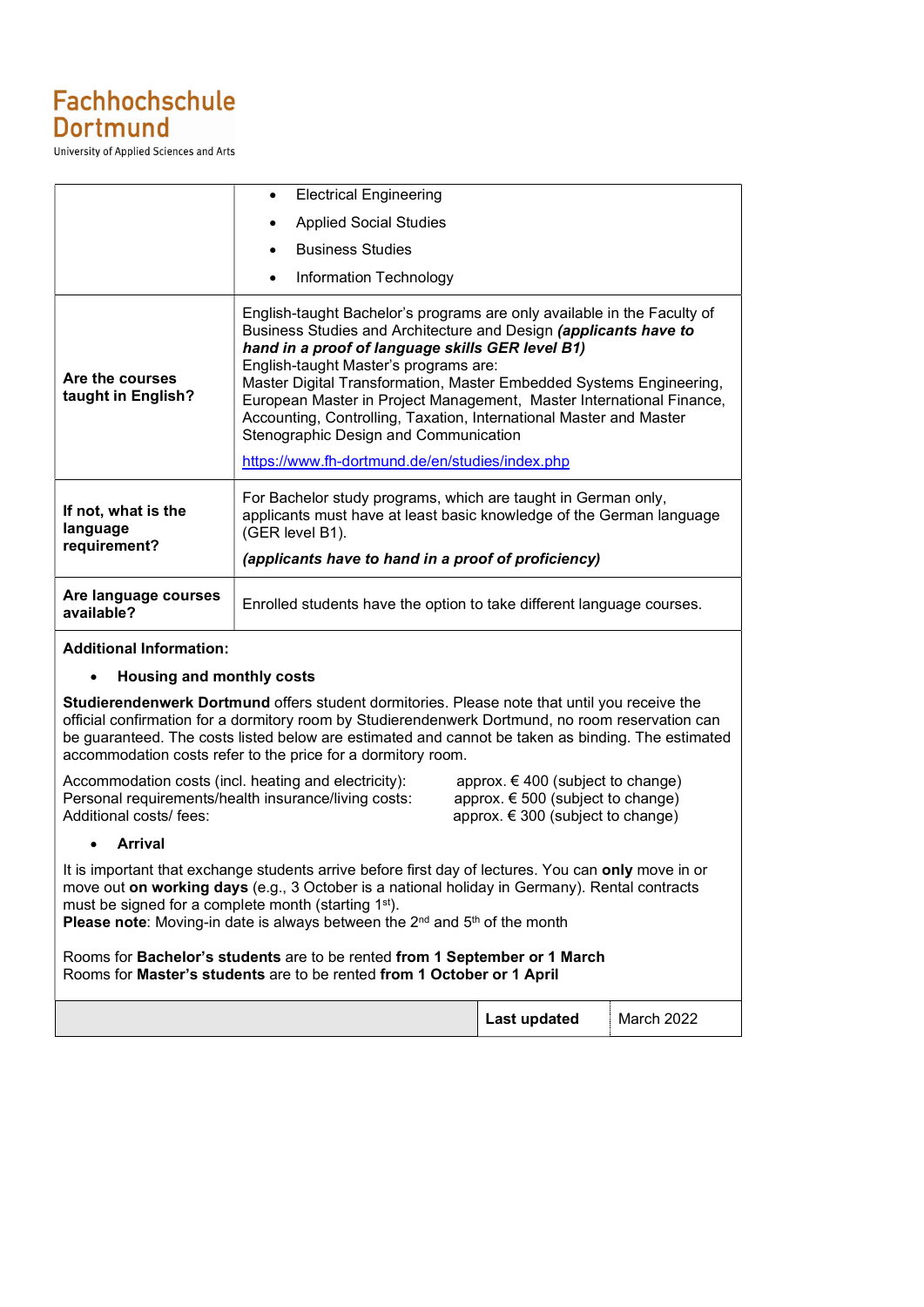Fachhochschule Dortmund
University of Applied Sciences and Arts

| | |
|---|---|
| | • Electrical Engineering<br>• Applied Social Studies<br>• Business Studies<br>• Information Technology |
| **Are the courses taught in English?** | English-taught Bachelor's programs are only available in the Faculty of Business Studies and Architecture and Design ***(applicants have to hand in a proof of language skills GER level B1)***<br>English-taught Master's programs are:<br>Master Digital Transformation, Master Embedded Systems Engineering, European Master in Project Management, Master International Finance, Accounting, Controlling, Taxation, International Master and Master Stenographic Design and Communication<br>https://www.fh-dortmund.de/en/studies/index.php |
| **If not, what is the language requirement?** | For Bachelor study programs, which are taught in German only, applicants must have at least basic knowledge of the German language (GER level B1).<br>***(applicants have to hand in a proof of proficiency)*** |
| **Are language courses available?** | Enrolled students have the option to take different language courses. |

**Additional Information:**

- **Housing and monthly costs**

**Studierendenwerk Dortmund** offers student dormitories. Please note that until you receive the official confirmation for a dormitory room by Studierendenwerk Dortmund, no room reservation can be guaranteed. The costs listed below are estimated and cannot be taken as binding. The estimated accommodation costs refer to the price for a dormitory room.

| | |
|---|---|
| Accommodation costs (incl. heating and electricity): | approx. € 400 (subject to change) |
| Personal requirements/health insurance/living costs: | approx. € 500 (subject to change) |
| Additional costs/ fees: | approx. € 300 (subject to change) |

- **Arrival**

It is important that exchange students arrive before first day of lectures. You can **only** move in or move out **on working days** (e.g., 3 October is a national holiday in Germany). Rental contracts must be signed for a complete month (starting 1st).
**Please note**: Moving-in date is always between the 2nd and 5th of the month

Rooms for **Bachelor's students** are to be rented **from 1 September or 1 March**
Rooms for **Master's students** are to be rented **from 1 October or 1 April**

| | | |
|---|---|---|
| | **Last updated** | March 2022 |